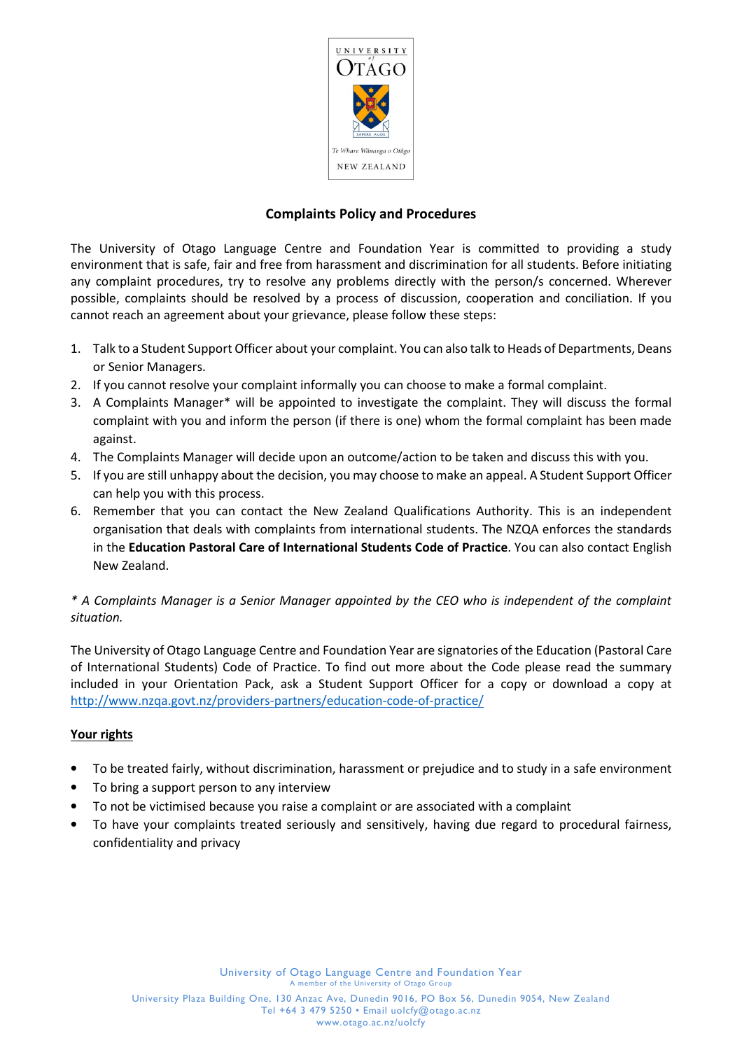# Complaints Policy and Procedures

The University of Otago Language Centre and Foundation Year is committed to providing a study environment that is safe, fair and free from harassment and discrimination for all students. Before initiating any complaint procedures, try to resolve any problems directly with the person/s concerned. Wherever possible, complaints should be resolved by a process of discussion, cooperation and conciliation. If you cannot reach an agreement about your grievance, please follow these steps:

1. Talk to a Student Support Officer about your complaint. You can also talk to Heads of Departments, Deans or Senior Managers.
2. If you cannot resolve your complaint informally you can choose to make a formal complaint.
3. A Complaints Manager* will be appointed to investigate the complaint. They will discuss the formal complaint with you and inform the person (if there is one) whom the formal complaint has been made against.
4. The Complaints Manager will decide upon an outcome/action to be taken and discuss this with you.
5. If you are still unhappy about the decision, you may choose to make an appeal. A Student Support Officer can help you with this process.
6. Remember that you can contact the New Zealand Qualifications Authority. This is an independent organisation that deals with complaints from international students. The NZQA enforces the standards in the **Education Pastoral Care of International Students Code of Practice**. You can also contact English New Zealand.

*\* A Complaints Manager is a Senior Manager appointed by the CEO who is independent of the complaint situation.*

The University of Otago Language Centre and Foundation Year are signatories of the Education (Pastoral Care of International Students) Code of Practice. To find out more about the Code please read the summary included in your Orientation Pack, ask a Student Support Officer for a copy or download a copy at http://www.nzqa.govt.nz/providers-partners/education-code-of-practice/

**<u>Your rights</u>**

- To be treated fairly, without discrimination, harassment or prejudice and to study in a safe environment
- To bring a support person to any interview
- To not be victimised because you raise a complaint or are associated with a complaint
- To have your complaints treated seriously and sensitively, having due regard to procedural fairness, confidentiality and privacy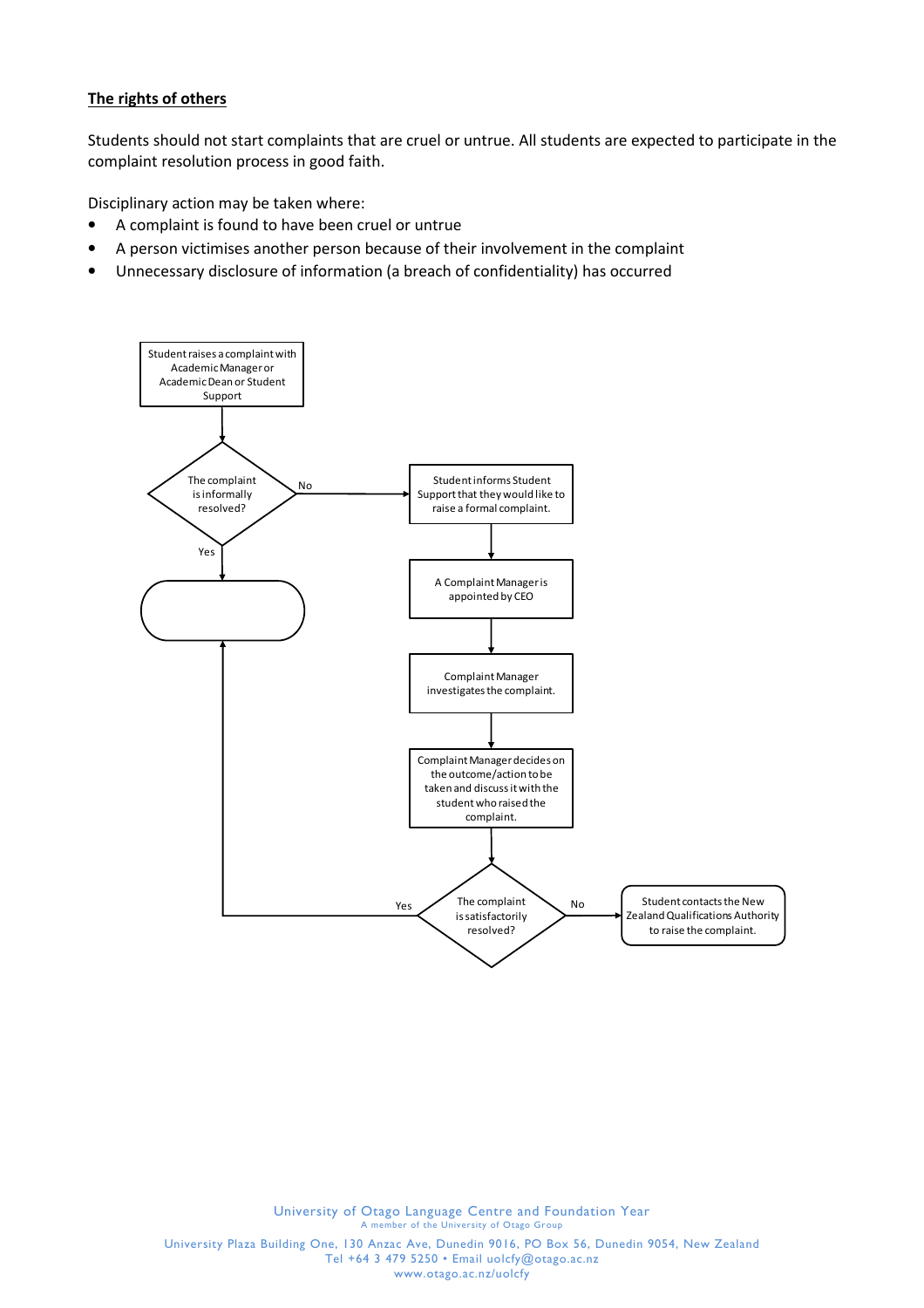**The rights of others**

Students should not start complaints that are cruel or untrue. All students are expected to participate in the complaint resolution process in good faith.

Disciplinary action may be taken where:

- A complaint is found to have been cruel or untrue
- A person victimises another person because of their involvement in the complaint
- Unnecessary disclosure of information (a breach of confidentiality) has occurred

Student raises a complaint with Academic Manager or Academic Dean or Student Support

The complaint is informally resolved?

No

Yes

Student informs Student Support that they would like to raise a formal complaint.

A Complaint Manager is appointed by CEO

Complaint Manager investigates the complaint.

Complaint Manager decides on the outcome/action to be taken and discuss it with the student who raised the complaint.

Yes

The complaint is satisfactorily resolved?

No

Student contacts the New Zealand Qualifications Authority to raise the complaint.

University of Otago Language Centre and Foundation Year
A member of the University of Otago Group
University Plaza Building One, 130 Anzac Ave, Dunedin 9016, PO Box 56, Dunedin 9054, New Zealand
Tel +64 3 479 5250 • Email uolcfy@otago.ac.nz
www.otago.ac.nz/uolcfy